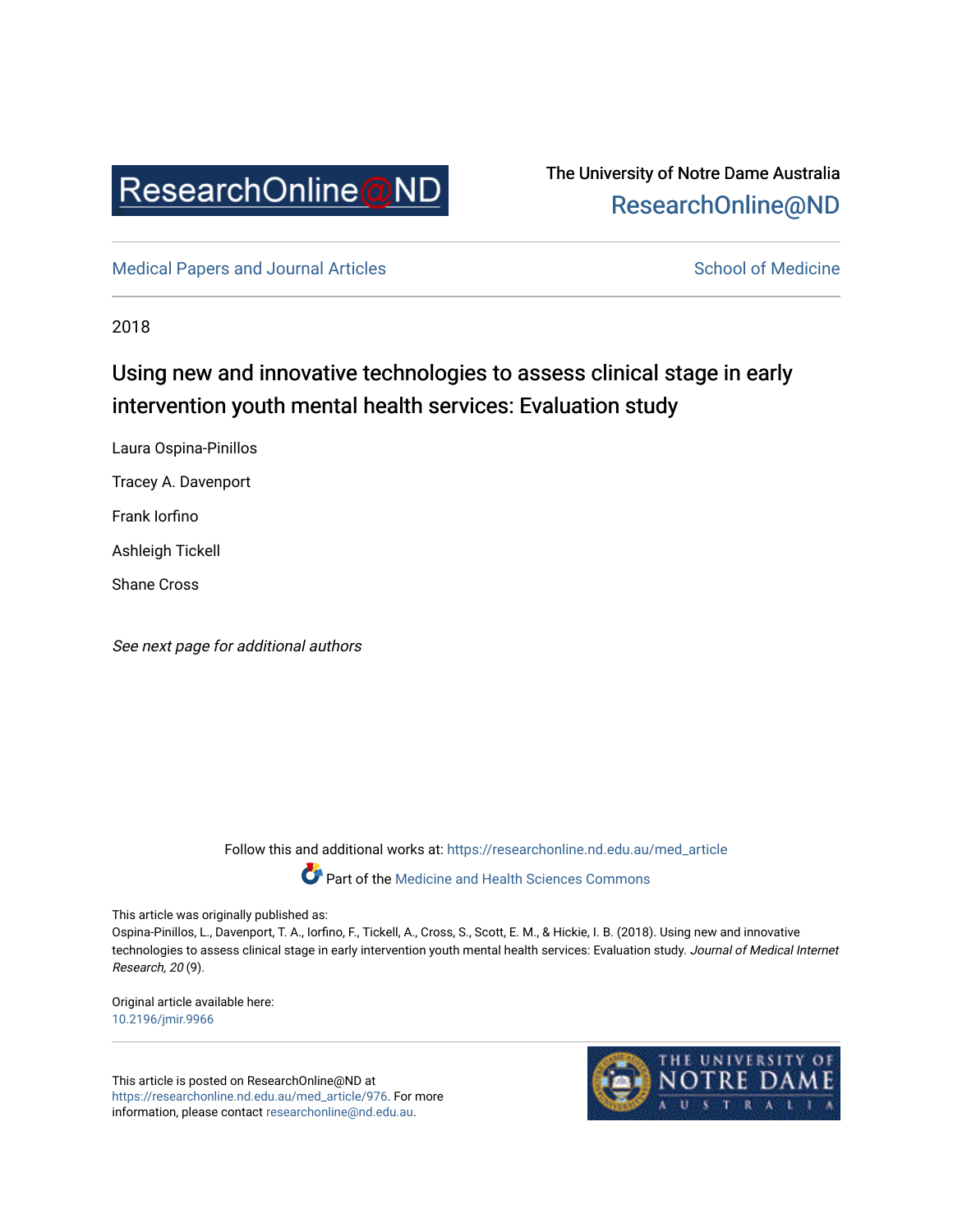The University of Notre Dame Australia
ResearchOnline@ND

Medical Papers and Journal Articles

School of Medicine

2018

# Using new and innovative technologies to assess clinical stage in early intervention youth mental health services: Evaluation study

Laura Ospina-Pinillos

Tracey A. Davenport

Frank Iorfino

Ashleigh Tickell

Shane Cross

*See next page for additional authors*

Follow this and additional works at: https://researchonline.nd.edu.au/med_article

Part of the Medicine and Health Sciences Commons

This article was originally published as:
Ospina-Pinillos, L., Davenport, T. A., Iorfino, F., Tickell, A., Cross, S., Scott, E. M., & Hickie, I. B. (2018). Using new and innovative technologies to assess clinical stage in early intervention youth mental health services: Evaluation study. *Journal of Medical Internet Research, 20* (9).

Original article available here:
10.2196/jmir.9966

This article is posted on ResearchOnline@ND at https://researchonline.nd.edu.au/med_article/976. For more information, please contact researchonline@nd.edu.au.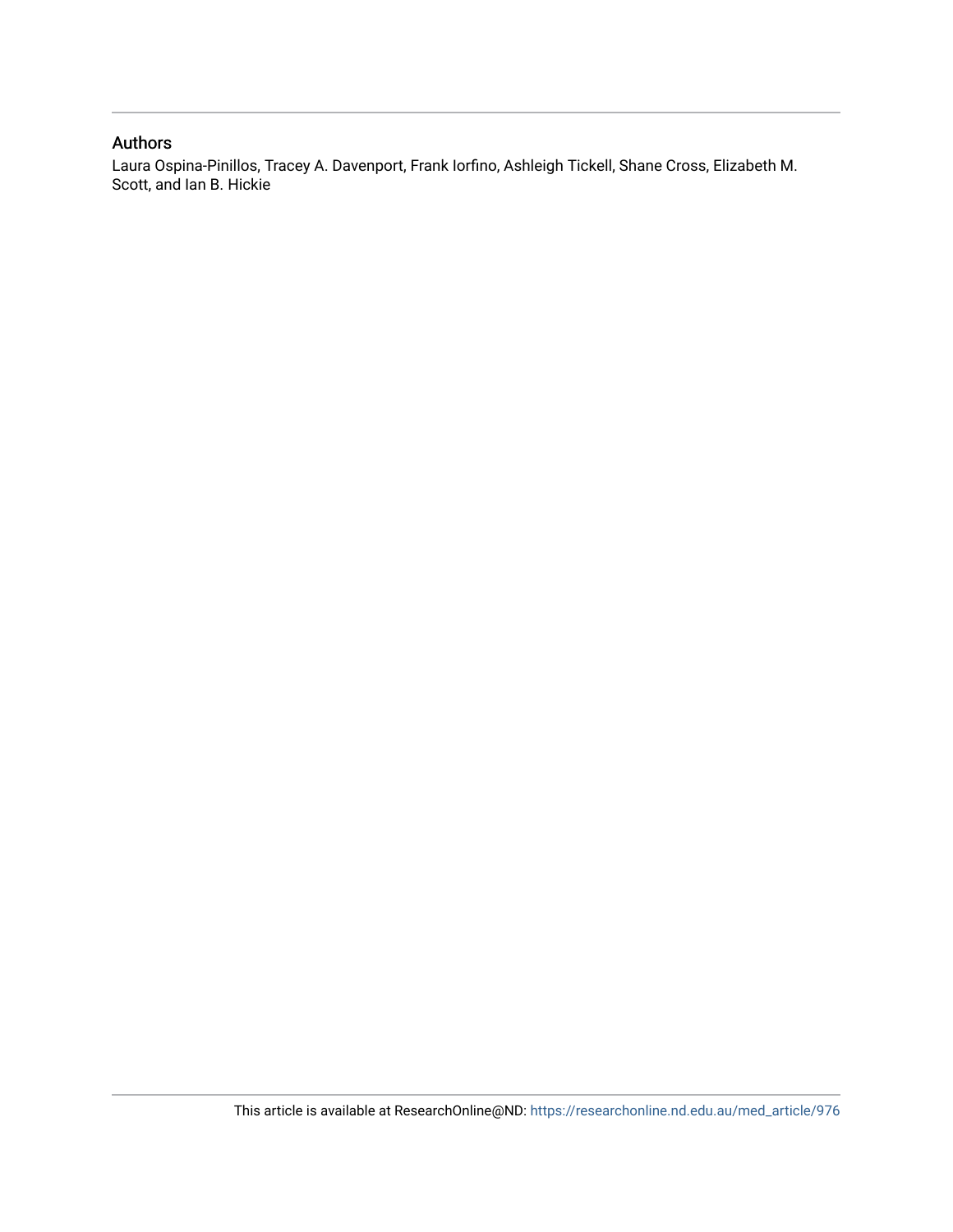## Authors

Laura Ospina-Pinillos, Tracey A. Davenport, Frank Iorfino, Ashleigh Tickell, Shane Cross, Elizabeth M. Scott, and Ian B. Hickie

This article is available at ResearchOnline@ND: https://researchonline.nd.edu.au/med_article/976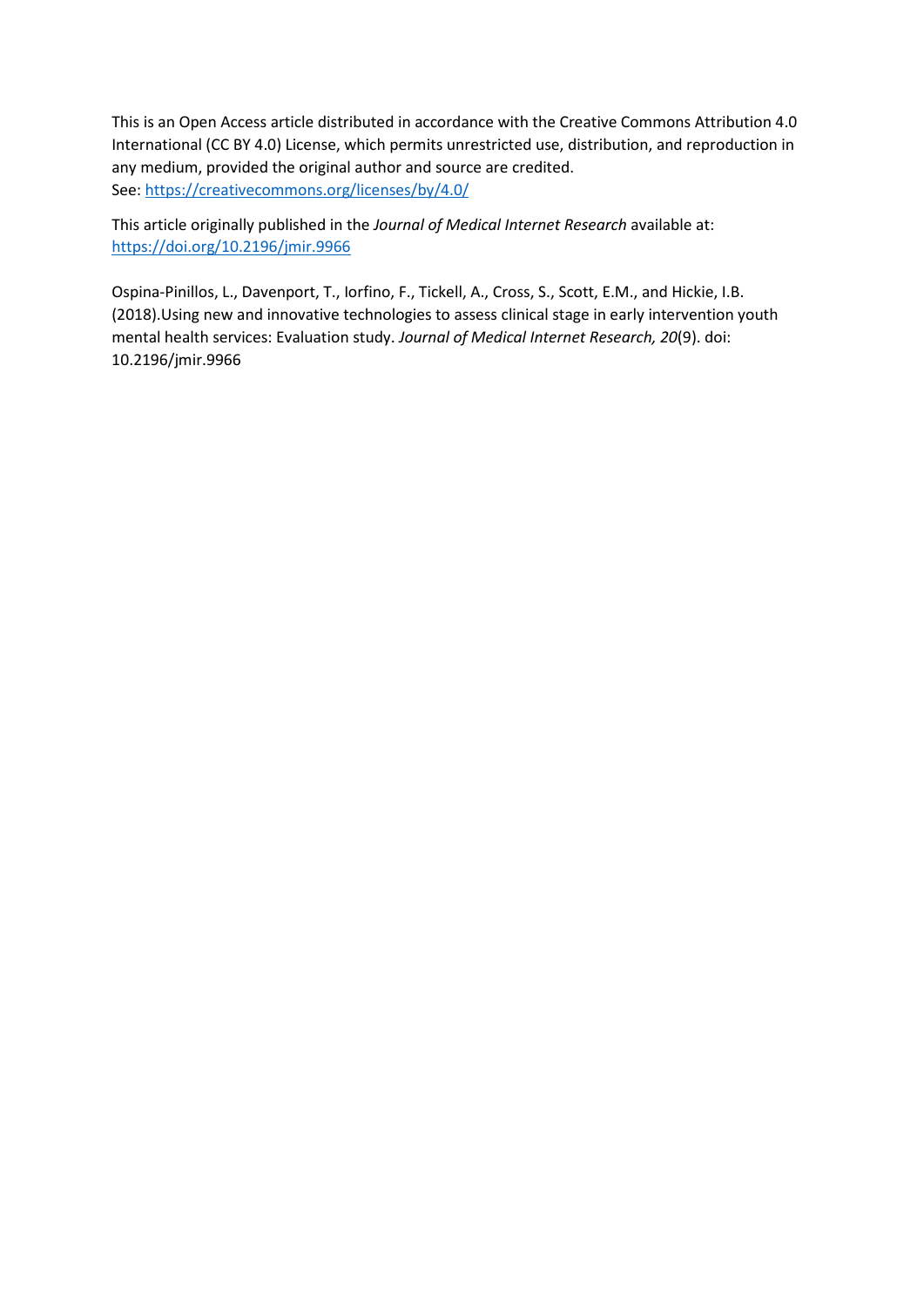This is an Open Access article distributed in accordance with the Creative Commons Attribution 4.0 International (CC BY 4.0) License, which permits unrestricted use, distribution, and reproduction in any medium, provided the original author and source are credited.
See: https://creativecommons.org/licenses/by/4.0/

This article originally published in the *Journal of Medical Internet Research* available at: https://doi.org/10.2196/jmir.9966

Ospina-Pinillos, L., Davenport, T., Iorfino, F., Tickell, A., Cross, S., Scott, E.M., and Hickie, I.B. (2018).Using new and innovative technologies to assess clinical stage in early intervention youth mental health services: Evaluation study. *Journal of Medical Internet Research, 20*(9). doi: 10.2196/jmir.9966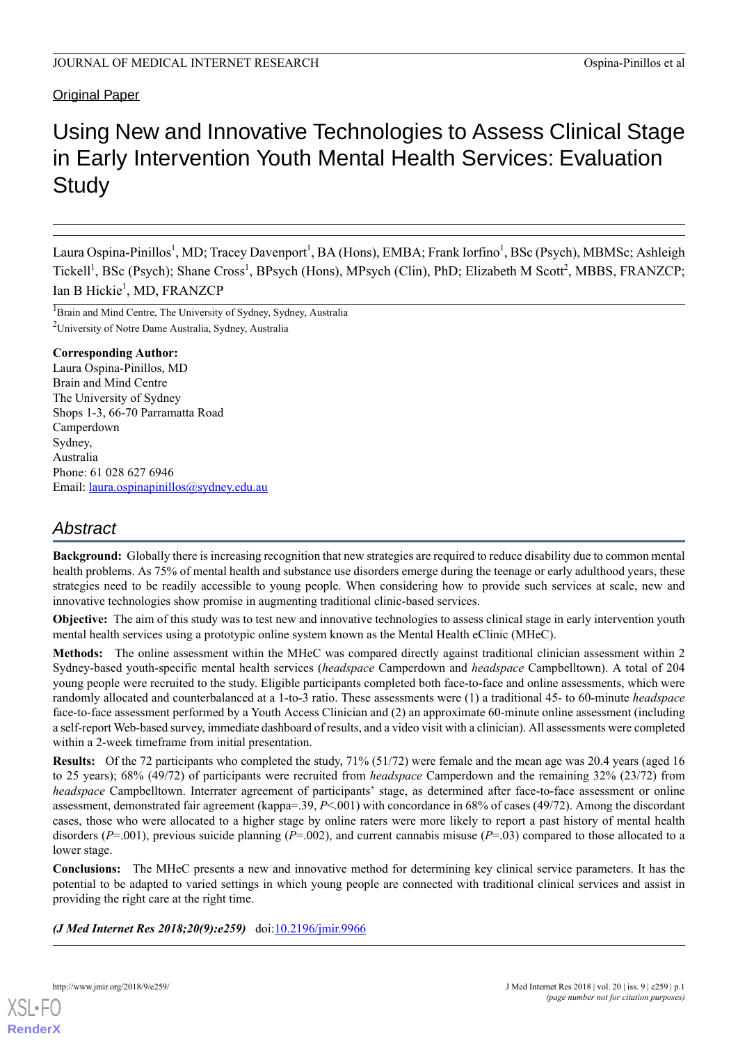Original Paper

# Using New and Innovative Technologies to Assess Clinical Stage in Early Intervention Youth Mental Health Services: Evaluation Study

Laura Ospina-Pinillos[1], MD; Tracey Davenport[1], BA (Hons), EMBA; Frank Iorfino[1], BSc (Psych), MBMSc; Ashleigh Tickell[1], BSc (Psych); Shane Cross[1], BPsych (Hons), MPsych (Clin), PhD; Elizabeth M Scott[2], MBBS, FRANZCP; Ian B Hickie[1], MD, FRANZCP

[1]Brain and Mind Centre, The University of Sydney, Sydney, Australia

[2]University of Notre Dame Australia, Sydney, Australia

**Corresponding Author:**
Laura Ospina-Pinillos, MD
Brain and Mind Centre
The University of Sydney
Shops 1-3, 66-70 Parramatta Road
Camperdown
Sydney,
Australia
Phone: 61 028 627 6946
Email: laura.ospinapinillos@sydney.edu.au

## Abstract

**Background:** Globally there is increasing recognition that new strategies are required to reduce disability due to common mental health problems. As 75% of mental health and substance use disorders emerge during the teenage or early adulthood years, these strategies need to be readily accessible to young people. When considering how to provide such services at scale, new and innovative technologies show promise in augmenting traditional clinic-based services.

**Objective:** The aim of this study was to test new and innovative technologies to assess clinical stage in early intervention youth mental health services using a prototypic online system known as the Mental Health eClinic (MHeC).

**Methods:** The online assessment within the MHeC was compared directly against traditional clinician assessment within 2 Sydney-based youth-specific mental health services (*headspace* Camperdown and *headspace* Campbelltown). A total of 204 young people were recruited to the study. Eligible participants completed both face-to-face and online assessments, which were randomly allocated and counterbalanced at a 1-to-3 ratio. These assessments were (1) a traditional 45- to 60-minute *headspace* face-to-face assessment performed by a Youth Access Clinician and (2) an approximate 60-minute online assessment (including a self-report Web-based survey, immediate dashboard of results, and a video visit with a clinician). All assessments were completed within a 2-week timeframe from initial presentation.

**Results:** Of the 72 participants who completed the study, 71% (51/72) were female and the mean age was 20.4 years (aged 16 to 25 years); 68% (49/72) of participants were recruited from *headspace* Camperdown and the remaining 32% (23/72) from *headspace* Campbelltown. Interrater agreement of participants' stage, as determined after face-to-face assessment or online assessment, demonstrated fair agreement (kappa=.39, $P<.001$) with concordance in 68% of cases (49/72). Among the discordant cases, those who were allocated to a higher stage by online raters were more likely to report a past history of mental health disorders ($P=.001$), previous suicide planning ($P=.002$), and current cannabis misuse ($P=.03$) compared to those allocated to a lower stage.

**Conclusions:** The MHeC presents a new and innovative method for determining key clinical service parameters. It has the potential to be adapted to varied settings in which young people are connected with traditional clinical services and assist in providing the right care at the right time.

***(J Med Internet Res 2018;20(9):e259)*** doi:10.2196/jmir.9966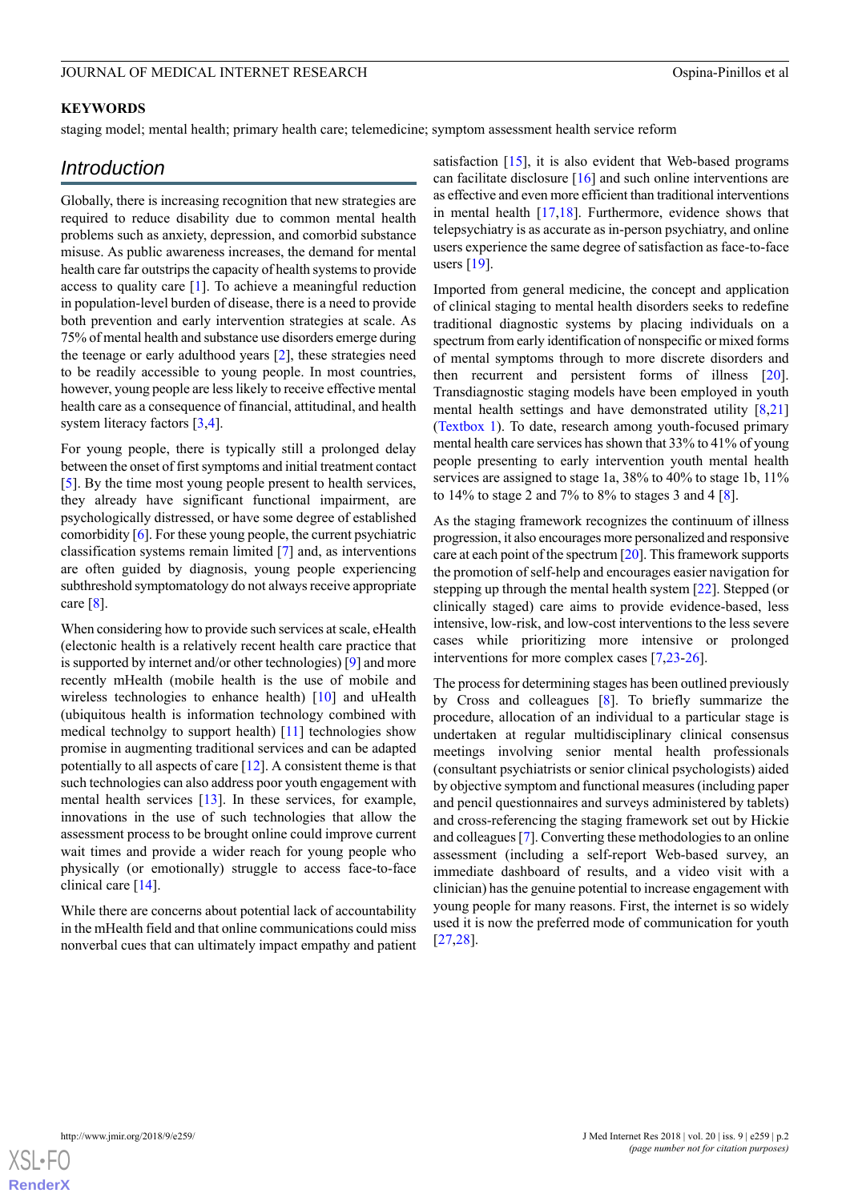**KEYWORDS**

staging model; mental health; primary health care; telemedicine; symptom assessment health service reform

## Introduction

Globally, there is increasing recognition that new strategies are required to reduce disability due to common mental health problems such as anxiety, depression, and comorbid substance misuse. As public awareness increases, the demand for mental health care far outstrips the capacity of health systems to provide access to quality care [1]. To achieve a meaningful reduction in population-level burden of disease, there is a need to provide both prevention and early intervention strategies at scale. As 75% of mental health and substance use disorders emerge during the teenage or early adulthood years [2], these strategies need to be readily accessible to young people. In most countries, however, young people are less likely to receive effective mental health care as a consequence of financial, attitudinal, and health system literacy factors [3,4].

For young people, there is typically still a prolonged delay between the onset of first symptoms and initial treatment contact [5]. By the time most young people present to health services, they already have significant functional impairment, are psychologically distressed, or have some degree of established comorbidity [6]. For these young people, the current psychiatric classification systems remain limited [7] and, as interventions are often guided by diagnosis, young people experiencing subthreshold symptomatology do not always receive appropriate care [8].

When considering how to provide such services at scale, eHealth (electonic health is a relatively recent health care practice that is supported by internet and/or other technologies) [9] and more recently mHealth (mobile health is the use of mobile and wireless technologies to enhance health) [10] and uHealth (ubiquitous health is information technology combined with medical technolgy to support health) [11] technologies show promise in augmenting traditional services and can be adapted potentially to all aspects of care [12]. A consistent theme is that such technologies can also address poor youth engagement with mental health services [13]. In these services, for example, innovations in the use of such technologies that allow the assessment process to be brought online could improve current wait times and provide a wider reach for young people who physically (or emotionally) struggle to access face-to-face clinical care [14].

While there are concerns about potential lack of accountability in the mHealth field and that online communications could miss nonverbal cues that can ultimately impact empathy and patient satisfaction [15], it is also evident that Web-based programs can facilitate disclosure [16] and such online interventions are as effective and even more efficient than traditional interventions in mental health [17,18]. Furthermore, evidence shows that telepsychiatry is as accurate as in-person psychiatry, and online users experience the same degree of satisfaction as face-to-face users [19].

Imported from general medicine, the concept and application of clinical staging to mental health disorders seeks to redefine traditional diagnostic systems by placing individuals on a spectrum from early identification of nonspecific or mixed forms of mental symptoms through to more discrete disorders and then recurrent and persistent forms of illness [20]. Transdiagnostic staging models have been employed in youth mental health settings and have demonstrated utility [8,21] (Textbox 1). To date, research among youth-focused primary mental health care services has shown that 33% to 41% of young people presenting to early intervention youth mental health services are assigned to stage 1a, 38% to 40% to stage 1b, 11% to 14% to stage 2 and 7% to 8% to stages 3 and 4 [8].

As the staging framework recognizes the continuum of illness progression, it also encourages more personalized and responsive care at each point of the spectrum [20]. This framework supports the promotion of self-help and encourages easier navigation for stepping up through the mental health system [22]. Stepped (or clinically staged) care aims to provide evidence-based, less intensive, low-risk, and low-cost interventions to the less severe cases while prioritizing more intensive or prolonged interventions for more complex cases [7,23-26].

The process for determining stages has been outlined previously by Cross and colleagues [8]. To briefly summarize the procedure, allocation of an individual to a particular stage is undertaken at regular multidisciplinary clinical consensus meetings involving senior mental health professionals (consultant psychiatrists or senior clinical psychologists) aided by objective symptom and functional measures (including paper and pencil questionnaires and surveys administered by tablets) and cross-referencing the staging framework set out by Hickie and colleagues [7]. Converting these methodologies to an online assessment (including a self-report Web-based survey, an immediate dashboard of results, and a video visit with a clinician) has the genuine potential to increase engagement with young people for many reasons. First, the internet is so widely used it is now the preferred mode of communication for youth [27,28].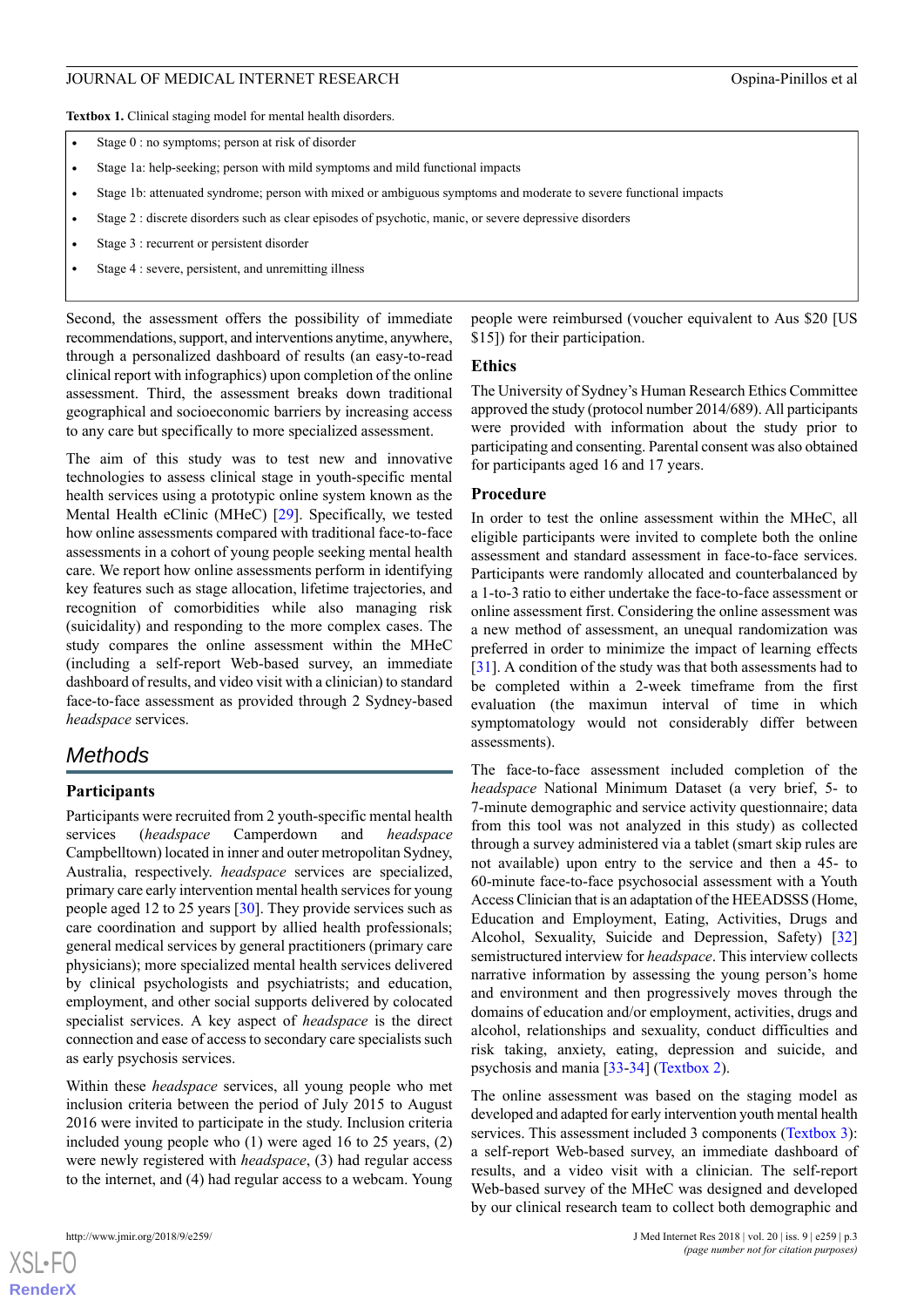**Textbox 1.** Clinical staging model for mental health disorders.

- Stage 0 : no symptoms; person at risk of disorder
- Stage 1a: help-seeking; person with mild symptoms and mild functional impacts
- Stage 1b: attenuated syndrome; person with mixed or ambiguous symptoms and moderate to severe functional impacts
- Stage 2 : discrete disorders such as clear episodes of psychotic, manic, or severe depressive disorders
- Stage 3 : recurrent or persistent disorder
- Stage 4 : severe, persistent, and unremitting illness

Second, the assessment offers the possibility of immediate recommendations, support, and interventions anytime, anywhere, through a personalized dashboard of results (an easy-to-read clinical report with infographics) upon completion of the online assessment. Third, the assessment breaks down traditional geographical and socioeconomic barriers by increasing access to any care but specifically to more specialized assessment.

The aim of this study was to test new and innovative technologies to assess clinical stage in youth-specific mental health services using a prototypic online system known as the Mental Health eClinic (MHeC) [29]. Specifically, we tested how online assessments compared with traditional face-to-face assessments in a cohort of young people seeking mental health care. We report how online assessments perform in identifying key features such as stage allocation, lifetime trajectories, and recognition of comorbidities while also managing risk (suicidality) and responding to the more complex cases. The study compares the online assessment within the MHeC (including a self-report Web-based survey, an immediate dashboard of results, and video visit with a clinician) to standard face-to-face assessment as provided through 2 Sydney-based *headspace* services.

## Methods

### Participants

Participants were recruited from 2 youth-specific mental health services (*headspace* Camperdown and *headspace* Campbelltown) located in inner and outer metropolitan Sydney, Australia, respectively. *headspace* services are specialized, primary care early intervention mental health services for young people aged 12 to 25 years [30]. They provide services such as care coordination and support by allied health professionals; general medical services by general practitioners (primary care physicians); more specialized mental health services delivered by clinical psychologists and psychiatrists; and education, employment, and other social supports delivered by colocated specialist services. A key aspect of *headspace* is the direct connection and ease of access to secondary care specialists such as early psychosis services.

Within these *headspace* services, all young people who met inclusion criteria between the period of July 2015 to August 2016 were invited to participate in the study. Inclusion criteria included young people who (1) were aged 16 to 25 years, (2) were newly registered with *headspace*, (3) had regular access to the internet, and (4) had regular access to a webcam. Young people were reimbursed (voucher equivalent to Aus $20 [US $15]) for their participation.

### Ethics

The University of Sydney's Human Research Ethics Committee approved the study (protocol number 2014/689). All participants were provided with information about the study prior to participating and consenting. Parental consent was also obtained for participants aged 16 and 17 years.

### Procedure

In order to test the online assessment within the MHeC, all eligible participants were invited to complete both the online assessment and standard assessment in face-to-face services. Participants were randomly allocated and counterbalanced by a 1-to-3 ratio to either undertake the face-to-face assessment or online assessment first. Considering the online assessment was a new method of assessment, an unequal randomization was preferred in order to minimize the impact of learning effects [31]. A condition of the study was that both assessments had to be completed within a 2-week timeframe from the first evaluation (the maximun interval of time in which symptomatology would not considerably differ between assessments).

The face-to-face assessment included completion of the *headspace* National Minimum Dataset (a very brief, 5- to 7-minute demographic and service activity questionnaire; data from this tool was not analyzed in this study) as collected through a survey administered via a tablet (smart skip rules are not available) upon entry to the service and then a 45- to 60-minute face-to-face psychosocial assessment with a Youth Access Clinician that is an adaptation of the HEEADSSS (Home, Education and Employment, Eating, Activities, Drugs and Alcohol, Sexuality, Suicide and Depression, Safety) [32] semistructured interview for *headspace*. This interview collects narrative information by assessing the young person's home and environment and then progressively moves through the domains of education and/or employment, activities, drugs and alcohol, relationships and sexuality, conduct difficulties and risk taking, anxiety, eating, depression and suicide, and psychosis and mania [33-34] (Textbox 2).

The online assessment was based on the staging model as developed and adapted for early intervention youth mental health services. This assessment included 3 components (Textbox 3): a self-report Web-based survey, an immediate dashboard of results, and a video visit with a clinician. The self-report Web-based survey of the MHeC was designed and developed by our clinical research team to collect both demographic and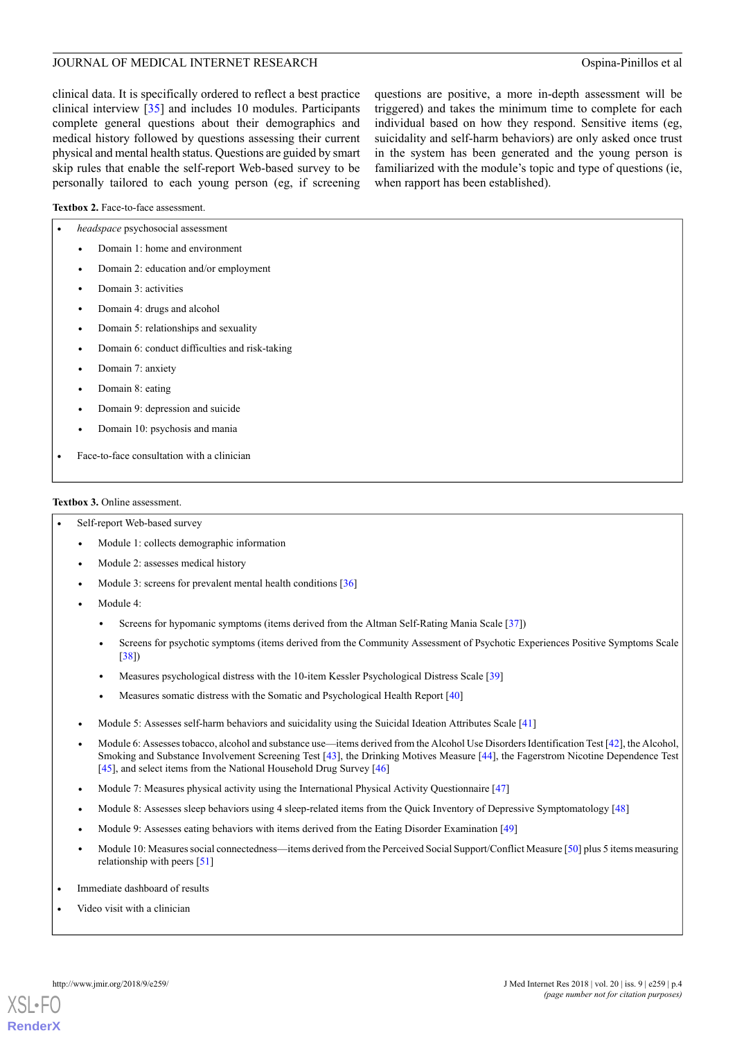clinical data. It is specifically ordered to reflect a best practice clinical interview [35] and includes 10 modules. Participants complete general questions about their demographics and medical history followed by questions assessing their current physical and mental health status. Questions are guided by smart skip rules that enable the self-report Web-based survey to be personally tailored to each young person (eg, if screening questions are positive, a more in-depth assessment will be triggered) and takes the minimum time to complete for each individual based on how they respond. Sensitive items (eg, suicidality and self-harm behaviors) are only asked once trust in the system has been generated and the young person is familiarized with the module's topic and type of questions (ie, when rapport has been established).

**Textbox 2.** Face-to-face assessment.

- *headspace* psychosocial assessment
  - Domain 1: home and environment
  - Domain 2: education and/or employment
  - Domain 3: activities
  - Domain 4: drugs and alcohol
  - Domain 5: relationships and sexuality
  - Domain 6: conduct difficulties and risk-taking
  - Domain 7: anxiety
  - Domain 8: eating
  - Domain 9: depression and suicide
  - Domain 10: psychosis and mania
- Face-to-face consultation with a clinician

**Textbox 3.** Online assessment.

- Self-report Web-based survey
  - Module 1: collects demographic information
  - Module 2: assesses medical history
  - Module 3: screens for prevalent mental health conditions [36]
  - Module 4:
    - Screens for hypomanic symptoms (items derived from the Altman Self-Rating Mania Scale [37])
    - Screens for psychotic symptoms (items derived from the Community Assessment of Psychotic Experiences Positive Symptoms Scale [38])
    - Measures psychological distress with the 10-item Kessler Psychological Distress Scale [39]
    - Measures somatic distress with the Somatic and Psychological Health Report [40]
  - Module 5: Assesses self-harm behaviors and suicidality using the Suicidal Ideation Attributes Scale [41]
  - Module 6: Assesses tobacco, alcohol and substance use—items derived from the Alcohol Use Disorders Identification Test [42], the Alcohol, Smoking and Substance Involvement Screening Test [43], the Drinking Motives Measure [44], the Fagerstrom Nicotine Dependence Test [45], and select items from the National Household Drug Survey [46]
  - Module 7: Measures physical activity using the International Physical Activity Questionnaire [47]
  - Module 8: Assesses sleep behaviors using 4 sleep-related items from the Quick Inventory of Depressive Symptomatology [48]
  - Module 9: Assesses eating behaviors with items derived from the Eating Disorder Examination [49]
  - Module 10: Measures social connectedness—items derived from the Perceived Social Support/Conflict Measure [50] plus 5 items measuring relationship with peers [51]
- Immediate dashboard of results
- Video visit with a clinician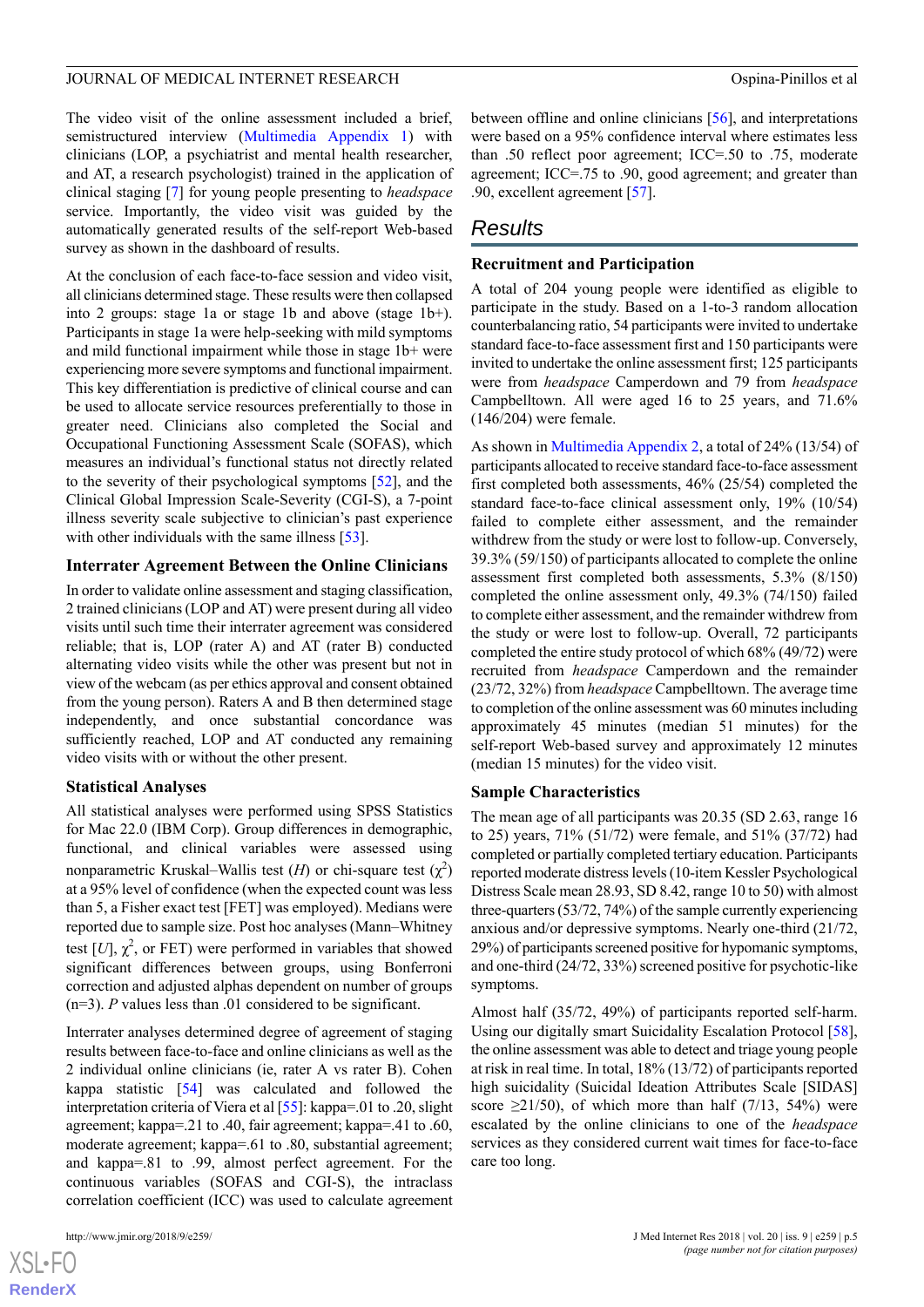The video visit of the online assessment included a brief, semistructured interview (Multimedia Appendix 1) with clinicians (LOP, a psychiatrist and mental health researcher, and AT, a research psychologist) trained in the application of clinical staging [7] for young people presenting to *headspace* service. Importantly, the video visit was guided by the automatically generated results of the self-report Web-based survey as shown in the dashboard of results.

At the conclusion of each face-to-face session and video visit, all clinicians determined stage. These results were then collapsed into 2 groups: stage 1a or stage 1b and above (stage 1b+). Participants in stage 1a were help-seeking with mild symptoms and mild functional impairment while those in stage 1b+ were experiencing more severe symptoms and functional impairment. This key differentiation is predictive of clinical course and can be used to allocate service resources preferentially to those in greater need. Clinicians also completed the Social and Occupational Functioning Assessment Scale (SOFAS), which measures an individual's functional status not directly related to the severity of their psychological symptoms [52], and the Clinical Global Impression Scale-Severity (CGI-S), a 7-point illness severity scale subjective to clinician's past experience with other individuals with the same illness [53].

### Interrater Agreement Between the Online Clinicians

In order to validate online assessment and staging classification, 2 trained clinicians (LOP and AT) were present during all video visits until such time their interrater agreement was considered reliable; that is, LOP (rater A) and AT (rater B) conducted alternating video visits while the other was present but not in view of the webcam (as per ethics approval and consent obtained from the young person). Raters A and B then determined stage independently, and once substantial concordance was sufficiently reached, LOP and AT conducted any remaining video visits with or without the other present.

### Statistical Analyses

All statistical analyses were performed using SPSS Statistics for Mac 22.0 (IBM Corp). Group differences in demographic, functional, and clinical variables were assessed using nonparametric Kruskal–Wallis test (*H*) or chi-square test ($\chi^2$) at a 95% level of confidence (when the expected count was less than 5, a Fisher exact test [FET] was employed). Medians were reported due to sample size. Post hoc analyses (Mann–Whitney test [*U*], $\chi^2$, or FET) were performed in variables that showed significant differences between groups, using Bonferroni correction and adjusted alphas dependent on number of groups (n=3). *P* values less than .01 considered to be significant.

Interrater analyses determined degree of agreement of staging results between face-to-face and online clinicians as well as the 2 individual online clinicians (ie, rater A vs rater B). Cohen kappa statistic [54] was calculated and followed the interpretation criteria of Viera et al [55]: kappa=.01 to .20, slight agreement; kappa=.21 to .40, fair agreement; kappa=.41 to .60, moderate agreement; kappa=.61 to .80, substantial agreement; and kappa=.81 to .99, almost perfect agreement. For the continuous variables (SOFAS and CGI-S), the intraclass correlation coefficient (ICC) was used to calculate agreement between offline and online clinicians [56], and interpretations were based on a 95% confidence interval where estimates less than .50 reflect poor agreement; ICC=.50 to .75, moderate agreement; ICC=.75 to .90, good agreement; and greater than .90, excellent agreement [57].

## Results

### Recruitment and Participation

A total of 204 young people were identified as eligible to participate in the study. Based on a 1-to-3 random allocation counterbalancing ratio, 54 participants were invited to undertake standard face-to-face assessment first and 150 participants were invited to undertake the online assessment first; 125 participants were from *headspace* Camperdown and 79 from *headspace* Campbelltown. All were aged 16 to 25 years, and 71.6% (146/204) were female.

As shown in Multimedia Appendix 2, a total of 24% (13/54) of participants allocated to receive standard face-to-face assessment first completed both assessments, 46% (25/54) completed the standard face-to-face clinical assessment only, 19% (10/54) failed to complete either assessment, and the remainder withdrew from the study or were lost to follow-up. Conversely, 39.3% (59/150) of participants allocated to complete the online assessment first completed both assessments, 5.3% (8/150) completed the online assessment only, 49.3% (74/150) failed to complete either assessment, and the remainder withdrew from the study or were lost to follow-up. Overall, 72 participants completed the entire study protocol of which 68% (49/72) were recruited from *headspace* Camperdown and the remainder (23/72, 32%) from *headspace* Campbelltown. The average time to completion of the online assessment was 60 minutes including approximately 45 minutes (median 51 minutes) for the self-report Web-based survey and approximately 12 minutes (median 15 minutes) for the video visit.

### Sample Characteristics

The mean age of all participants was 20.35 (SD 2.63, range 16 to 25) years, 71% (51/72) were female, and 51% (37/72) had completed or partially completed tertiary education. Participants reported moderate distress levels (10-item Kessler Psychological Distress Scale mean 28.93, SD 8.42, range 10 to 50) with almost three-quarters (53/72, 74%) of the sample currently experiencing anxious and/or depressive symptoms. Nearly one-third (21/72, 29%) of participants screened positive for hypomanic symptoms, and one-third (24/72, 33%) screened positive for psychotic-like symptoms.

Almost half (35/72, 49%) of participants reported self-harm. Using our digitally smart Suicidality Escalation Protocol [58], the online assessment was able to detect and triage young people at risk in real time. In total, 18% (13/72) of participants reported high suicidality (Suicidal Ideation Attributes Scale [SIDAS] score ≥21/50), of which more than half (7/13, 54%) were escalated by the online clinicians to one of the *headspace* services as they considered current wait times for face-to-face care too long.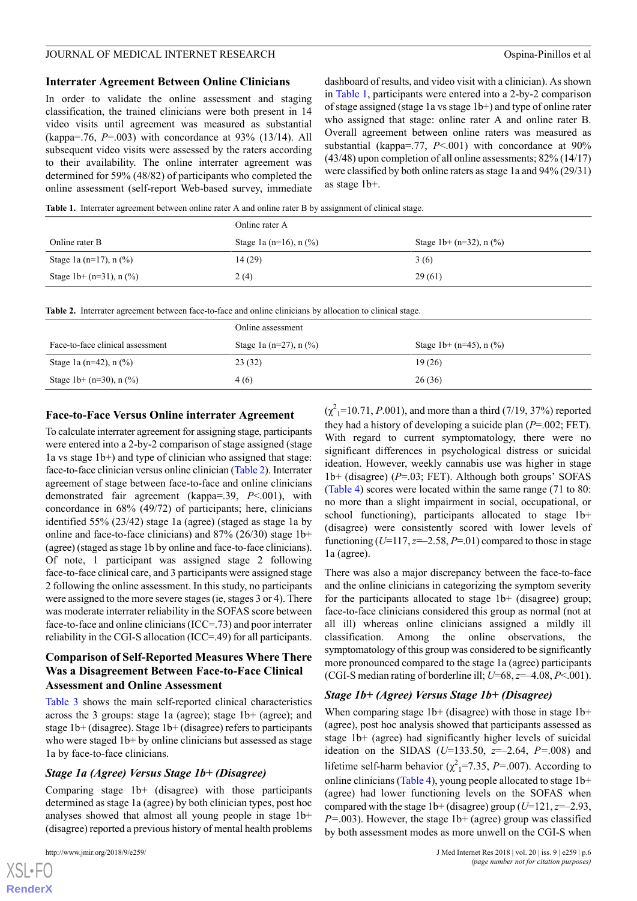### Interrater Agreement Between Online Clinicians

In order to validate the online assessment and staging classification, the trained clinicians were both present in 14 video visits until agreement was measured as substantial (kappa=.76, *P*=.003) with concordance at 93% (13/14). All subsequent video visits were assessed by the raters according to their availability. The online interrater agreement was determined for 59% (48/82) of participants who completed the online assessment (self-report Web-based survey, immediate dashboard of results, and video visit with a clinician). As shown in Table 1, participants were entered into a 2-by-2 comparison of stage assigned (stage 1a vs stage 1b+) and type of online rater who assigned that stage: online rater A and online rater B. Overall agreement between online raters was measured as substantial (kappa=.77, *P*<.001) with concordance at 90% (43/48) upon completion of all online assessments; 82% (14/17) were classified by both online raters as stage 1a and 94% (29/31) as stage 1b+.

**Table 1.** Interrater agreement between online rater A and online rater B by assignment of clinical stage.

| | Online rater A | |
|---|---|---|
| Online rater B | Stage 1a (n=16), n (%) | Stage 1b+ (n=32), n (%) |
| Stage 1a (n=17), n (%) | 14 (29) | 3 (6) |
| Stage 1b+ (n=31), n (%) | 2 (4) | 29 (61) |

**Table 2.** Interrater agreement between face-to-face and online clinicians by allocation to clinical stage.

| | Online assessment | |
|---|---|---|
| Face-to-face clinical assessment | Stage 1a (n=27), n (%) | Stage 1b+ (n=45), n (%) |
| Stage 1a (n=42), n (%) | 23 (32) | 19 (26) |
| Stage 1b+ (n=30), n (%) | 4 (6) | 26 (36) |

### Face-to-Face Versus Online interrater Agreement

To calculate interrater agreement for assigning stage, participants were entered into a 2-by-2 comparison of stage assigned (stage 1a vs stage 1b+) and type of clinician who assigned that stage: face-to-face clinician versus online clinician (Table 2). Interrater agreement of stage between face-to-face and online clinicians demonstrated fair agreement (kappa=.39, *P*<.001), with concordance in 68% (49/72) of participants; here, clinicians identified 55% (23/42) stage 1a (agree) (staged as stage 1a by online and face-to-face clinicians) and 87% (26/30) stage 1b+ (agree) (staged as stage 1b by online and face-to-face clinicians). Of note, 1 participant was assigned stage 2 following face-to-face clinical care, and 3 participants were assigned stage 2 following the online assessment. In this study, no participants were assigned to the more severe stages (ie, stages 3 or 4). There was moderate interrater reliability in the SOFAS score between face-to-face and online clinicians (ICC=.73) and poor interrater reliability in the CGI-S allocation (ICC=.49) for all participants.

### Comparison of Self-Reported Measures Where There Was a Disagreement Between Face-to-Face Clinical Assessment and Online Assessment

Table 3 shows the main self-reported clinical characteristics across the 3 groups: stage 1a (agree); stage 1b+ (agree); and stage 1b+ (disagree). Stage 1b+ (disagree) refers to participants who were staged 1b+ by online clinicians but assessed as stage 1a by face-to-face clinicians.

#### *Stage 1a (Agree) Versus Stage 1b+ (Disagree)*

Comparing stage 1b+ (disagree) with those participants determined as stage 1a (agree) by both clinician types, post hoc analyses showed that almost all young people in stage 1b+ (disagree) reported a previous history of mental health problems ($\chi^2_1$=10.71, *P*.001), and more than a third (7/19, 37%) reported they had a history of developing a suicide plan (*P*=.002; FET). With regard to current symptomatology, there were no significant differences in psychological distress or suicidal ideation. However, weekly cannabis use was higher in stage 1b+ (disagree) (*P*=.03; FET). Although both groups' SOFAS (Table 4) scores were located within the same range (71 to 80: no more than a slight impairment in social, occupational, or school functioning), participants allocated to stage 1b+ (disagree) were consistently scored with lower levels of functioning (*U*=117, *z*=–2.58, *P*=.01) compared to those in stage 1a (agree).

There was also a major discrepancy between the face-to-face and the online clinicians in categorizing the symptom severity for the participants allocated to stage 1b+ (disagree) group; face-to-face clinicians considered this group as normal (not at all ill) whereas online clinicians assigned a mildly ill classification. Among the online observations, the symptomatology of this group was considered to be significantly more pronounced compared to the stage 1a (agree) participants (CGI-S median rating of borderline ill; *U*=68, *z*=–4.08, *P*<.001).

#### *Stage 1b+ (Agree) Versus Stage 1b+ (Disagree)*

When comparing stage 1b+ (disagree) with those in stage 1b+ (agree), post hoc analysis showed that participants assessed as stage 1b+ (agree) had significantly higher levels of suicidal ideation on the SIDAS (*U*=133.50, *z*=–2.64, *P*=.008) and lifetime self-harm behavior ($\chi^2_1$=7.35, *P*=.007). According to online clinicians (Table 4), young people allocated to stage 1b+ (agree) had lower functioning levels on the SOFAS when compared with the stage 1b+ (disagree) group (*U*=121, *z*=–2.93, *P*=.003). However, the stage 1b+ (agree) group was classified by both assessment modes as more unwell on the CGI-S when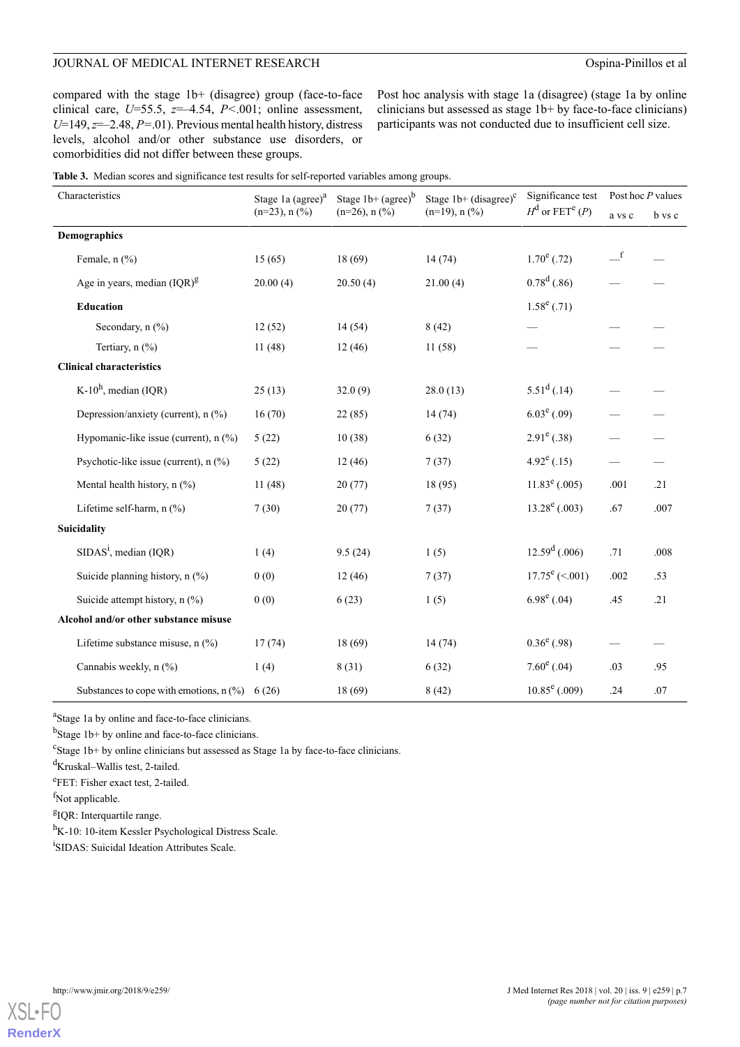compared with the stage 1b+ (disagree) group (face-to-face clinical care, $U$=55.5, $z$=–4.54, $P$<.001; online assessment, $U$=149, $z$=–2.48, $P$=.01). Previous mental health history, distress levels, alcohol and/or other substance use disorders, or comorbidities did not differ between these groups.

Post hoc analysis with stage 1a (disagree) (stage 1a by online clinicians but assessed as stage 1b+ by face-to-face clinicians) participants was not conducted due to insufficient cell size.

**Table 3.** Median scores and significance test results for self-reported variables among groups.

| Characteristics | Stage 1a (agree)[a] (n=23), n (%) | Stage 1b+ (agree)[b] (n=26), n (%) | Stage 1b+ (disagree)[c] (n=19), n (%) | Significance test $H$[d] or FET[e] ($P$) | Post hoc $P$ values | |
|---|---|---|---|---|---|---|
| | | | | | a vs c | b vs c |
| **Demographics** | | | | | | |
| Female, n (%) | 15 (65) | 18 (69) | 14 (74) | 1.70[e] (.72) | —[f] | — |
| Age in years, median (IQR)[g] | 20.00 (4) | 20.50 (4) | 21.00 (4) | 0.78[d] (.86) | — | — |
| **Education** | | | | 1.58[e] (.71) | | |
| Secondary, n (%) | 12 (52) | 14 (54) | 8 (42) | — | — | — |
| Tertiary, n (%) | 11 (48) | 12 (46) | 11 (58) | — | — | — |
| **Clinical characteristics** | | | | | | |
| K-10[h], median (IQR) | 25 (13) | 32.0 (9) | 28.0 (13) | 5.51[d] (.14) | — | — |
| Depression/anxiety (current), n (%) | 16 (70) | 22 (85) | 14 (74) | 6.03[e] (.09) | — | — |
| Hypomanic-like issue (current), n (%) | 5 (22) | 10 (38) | 6 (32) | 2.91[e] (.38) | — | — |
| Psychotic-like issue (current), n (%) | 5 (22) | 12 (46) | 7 (37) | 4.92[e] (.15) | — | — |
| Mental health history, n (%) | 11 (48) | 20 (77) | 18 (95) | 11.83[e] (.005) | .001 | .21 |
| Lifetime self-harm, n (%) | 7 (30) | 20 (77) | 7 (37) | 13.28[e] (.003) | .67 | .007 |
| **Suicidality** | | | | | | |
| SIDAS[i], median (IQR) | 1 (4) | 9.5 (24) | 1 (5) | 12.59[d] (.006) | .71 | .008 |
| Suicide planning history, n (%) | 0 (0) | 12 (46) | 7 (37) | 17.75[e] (<.001) | .002 | .53 |
| Suicide attempt history, n (%) | 0 (0) | 6 (23) | 1 (5) | 6.98[e] (.04) | .45 | .21 |
| **Alcohol and/or other substance misuse** | | | | | | |
| Lifetime substance misuse, n (%) | 17 (74) | 18 (69) | 14 (74) | 0.36[e] (.98) | — | — |
| Cannabis weekly, n (%) | 1 (4) | 8 (31) | 6 (32) | 7.60[e] (.04) | .03 | .95 |
| Substances to cope with emotions, n (%) | 6 (26) | 18 (69) | 8 (42) | 10.85[e] (.009) | .24 | .07 |

[a]Stage 1a by online and face-to-face clinicians.

[b]Stage 1b+ by online and face-to-face clinicians.

[c]Stage 1b+ by online clinicians but assessed as Stage 1a by face-to-face clinicians.

[d]Kruskal–Wallis test, 2-tailed.

[e]FET: Fisher exact test, 2-tailed.

[f]Not applicable.

[g]IQR: Interquartile range.

[h]K-10: 10-item Kessler Psychological Distress Scale.

[i]SIDAS: Suicidal Ideation Attributes Scale.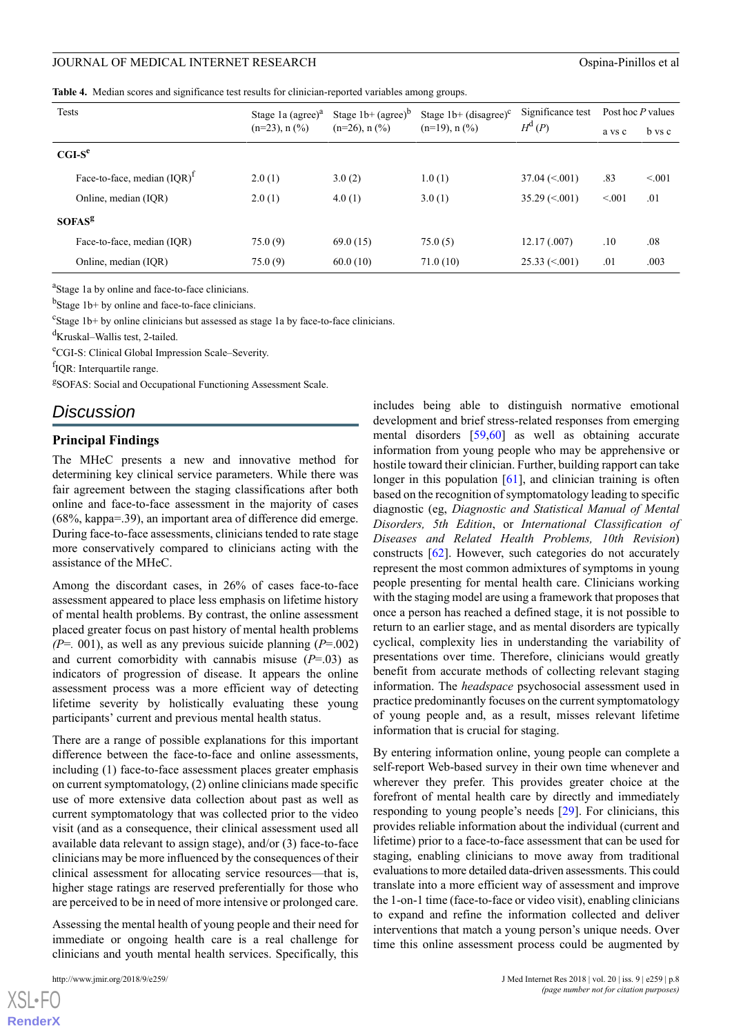**Table 4.** Median scores and significance test results for clinician-reported variables among groups.

| Tests | Stage 1a (agree)[a] (n=23), n (%) | Stage 1b+ (agree)[b] (n=26), n (%) | Stage 1b+ (disagree)[c] (n=19), n (%) | Significance test $H^d$ (P) | Post hoc P values | |
|---|---|---|---|---|---|---|
| | | | | | a vs c | b vs c |
| **CGI-S**[e] | | | | | | |
| Face-to-face, median (IQR)[f] | 2.0 (1) | 3.0 (2) | 1.0 (1) | 37.04 (<.001) | .83 | <.001 |
| Online, median (IQR) | 2.0 (1) | 4.0 (1) | 3.0 (1) | 35.29 (<.001) | <.001 | .01 |
| **SOFAS**[g] | | | | | | |
| Face-to-face, median (IQR) | 75.0 (9) | 69.0 (15) | 75.0 (5) | 12.17 (.007) | .10 | .08 |
| Online, median (IQR) | 75.0 (9) | 60.0 (10) | 71.0 (10) | 25.33 (<.001) | .01 | .003 |

[a]Stage 1a by online and face-to-face clinicians.

[b]Stage 1b+ by online and face-to-face clinicians.

[c]Stage 1b+ by online clinicians but assessed as stage 1a by face-to-face clinicians.

[d]Kruskal–Wallis test, 2-tailed.

[e]CGI-S: Clinical Global Impression Scale–Severity.

[f]IQR: Interquartile range.

[g]SOFAS: Social and Occupational Functioning Assessment Scale.

## Discussion

### Principal Findings

The MHeC presents a new and innovative method for determining key clinical service parameters. While there was fair agreement between the staging classifications after both online and face-to-face assessment in the majority of cases (68%, kappa=.39), an important area of difference did emerge. During face-to-face assessments, clinicians tended to rate stage more conservatively compared to clinicians acting with the assistance of the MHeC.

Among the discordant cases, in 26% of cases face-to-face assessment appeared to place less emphasis on lifetime history of mental health problems. By contrast, the online assessment placed greater focus on past history of mental health problems *(P*=. 001), as well as any previous suicide planning (*P*=.002) and current comorbidity with cannabis misuse (*P*=.03) as indicators of progression of disease. It appears the online assessment process was a more efficient way of detecting lifetime severity by holistically evaluating these young participants' current and previous mental health status.

There are a range of possible explanations for this important difference between the face-to-face and online assessments, including (1) face-to-face assessment places greater emphasis on current symptomatology, (2) online clinicians made specific use of more extensive data collection about past as well as current symptomatology that was collected prior to the video visit (and as a consequence, their clinical assessment used all available data relevant to assign stage), and/or (3) face-to-face clinicians may be more influenced by the consequences of their clinical assessment for allocating service resources—that is, higher stage ratings are reserved preferentially for those who are perceived to be in need of more intensive or prolonged care.

Assessing the mental health of young people and their need for immediate or ongoing health care is a real challenge for clinicians and youth mental health services. Specifically, this includes being able to distinguish normative emotional development and brief stress-related responses from emerging mental disorders [59,60] as well as obtaining accurate information from young people who may be apprehensive or hostile toward their clinician. Further, building rapport can take longer in this population [61], and clinician training is often based on the recognition of symptomatology leading to specific diagnostic (eg, *Diagnostic and Statistical Manual of Mental Disorders, 5th Edition*, or *International Classification of Diseases and Related Health Problems, 10th Revision*) constructs [62]. However, such categories do not accurately represent the most common admixtures of symptoms in young people presenting for mental health care. Clinicians working with the staging model are using a framework that proposes that once a person has reached a defined stage, it is not possible to return to an earlier stage, and as mental disorders are typically cyclical, complexity lies in understanding the variability of presentations over time. Therefore, clinicians would greatly benefit from accurate methods of collecting relevant staging information. The *headspace* psychosocial assessment used in practice predominantly focuses on the current symptomatology of young people and, as a result, misses relevant lifetime information that is crucial for staging.

By entering information online, young people can complete a self-report Web-based survey in their own time whenever and wherever they prefer. This provides greater choice at the forefront of mental health care by directly and immediately responding to young people's needs [29]. For clinicians, this provides reliable information about the individual (current and lifetime) prior to a face-to-face assessment that can be used for staging, enabling clinicians to move away from traditional evaluations to more detailed data-driven assessments. This could translate into a more efficient way of assessment and improve the 1-on-1 time (face-to-face or video visit), enabling clinicians to expand and refine the information collected and deliver interventions that match a young person's unique needs. Over time this online assessment process could be augmented by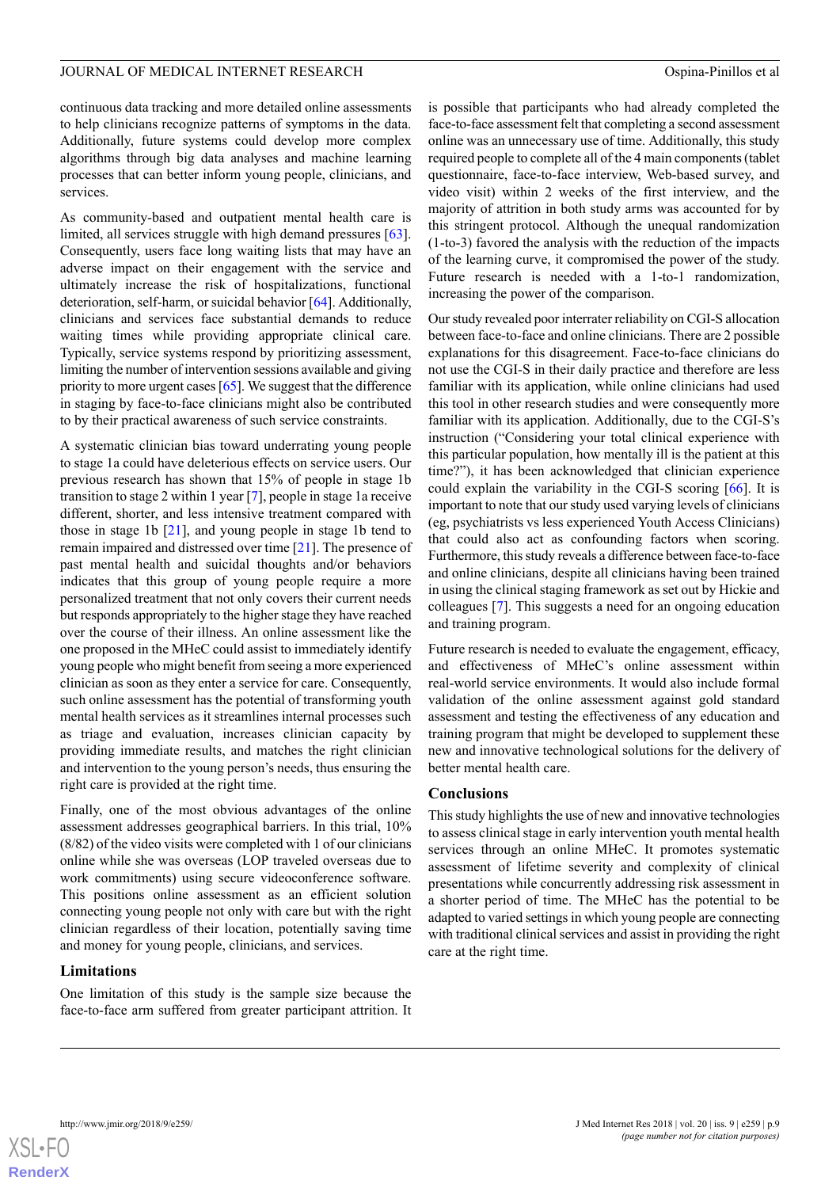continuous data tracking and more detailed online assessments to help clinicians recognize patterns of symptoms in the data. Additionally, future systems could develop more complex algorithms through big data analyses and machine learning processes that can better inform young people, clinicians, and services.

As community-based and outpatient mental health care is limited, all services struggle with high demand pressures [63]. Consequently, users face long waiting lists that may have an adverse impact on their engagement with the service and ultimately increase the risk of hospitalizations, functional deterioration, self-harm, or suicidal behavior [64]. Additionally, clinicians and services face substantial demands to reduce waiting times while providing appropriate clinical care. Typically, service systems respond by prioritizing assessment, limiting the number of intervention sessions available and giving priority to more urgent cases [65]. We suggest that the difference in staging by face-to-face clinicians might also be contributed to by their practical awareness of such service constraints.

A systematic clinician bias toward underrating young people to stage 1a could have deleterious effects on service users. Our previous research has shown that 15% of people in stage 1b transition to stage 2 within 1 year [7], people in stage 1a receive different, shorter, and less intensive treatment compared with those in stage 1b [21], and young people in stage 1b tend to remain impaired and distressed over time [21]. The presence of past mental health and suicidal thoughts and/or behaviors indicates that this group of young people require a more personalized treatment that not only covers their current needs but responds appropriately to the higher stage they have reached over the course of their illness. An online assessment like the one proposed in the MHeC could assist to immediately identify young people who might benefit from seeing a more experienced clinician as soon as they enter a service for care. Consequently, such online assessment has the potential of transforming youth mental health services as it streamlines internal processes such as triage and evaluation, increases clinician capacity by providing immediate results, and matches the right clinician and intervention to the young person's needs, thus ensuring the right care is provided at the right time.

Finally, one of the most obvious advantages of the online assessment addresses geographical barriers. In this trial, 10% (8/82) of the video visits were completed with 1 of our clinicians online while she was overseas (LOP traveled overseas due to work commitments) using secure videoconference software. This positions online assessment as an efficient solution connecting young people not only with care but with the right clinician regardless of their location, potentially saving time and money for young people, clinicians, and services.

### Limitations

One limitation of this study is the sample size because the face-to-face arm suffered from greater participant attrition. It is possible that participants who had already completed the face-to-face assessment felt that completing a second assessment online was an unnecessary use of time. Additionally, this study required people to complete all of the 4 main components (tablet questionnaire, face-to-face interview, Web-based survey, and video visit) within 2 weeks of the first interview, and the majority of attrition in both study arms was accounted for by this stringent protocol. Although the unequal randomization (1-to-3) favored the analysis with the reduction of the impacts of the learning curve, it compromised the power of the study. Future research is needed with a 1-to-1 randomization, increasing the power of the comparison.

Our study revealed poor interrater reliability on CGI-S allocation between face-to-face and online clinicians. There are 2 possible explanations for this disagreement. Face-to-face clinicians do not use the CGI-S in their daily practice and therefore are less familiar with its application, while online clinicians had used this tool in other research studies and were consequently more familiar with its application. Additionally, due to the CGI-S's instruction ("Considering your total clinical experience with this particular population, how mentally ill is the patient at this time?"), it has been acknowledged that clinician experience could explain the variability in the CGI-S scoring [66]. It is important to note that our study used varying levels of clinicians (eg, psychiatrists vs less experienced Youth Access Clinicians) that could also act as confounding factors when scoring. Furthermore, this study reveals a difference between face-to-face and online clinicians, despite all clinicians having been trained in using the clinical staging framework as set out by Hickie and colleagues [7]. This suggests a need for an ongoing education and training program.

Future research is needed to evaluate the engagement, efficacy, and effectiveness of MHeC's online assessment within real-world service environments. It would also include formal validation of the online assessment against gold standard assessment and testing the effectiveness of any education and training program that might be developed to supplement these new and innovative technological solutions for the delivery of better mental health care.

### Conclusions

This study highlights the use of new and innovative technologies to assess clinical stage in early intervention youth mental health services through an online MHeC. It promotes systematic assessment of lifetime severity and complexity of clinical presentations while concurrently addressing risk assessment in a shorter period of time. The MHeC has the potential to be adapted to varied settings in which young people are connecting with traditional clinical services and assist in providing the right care at the right time.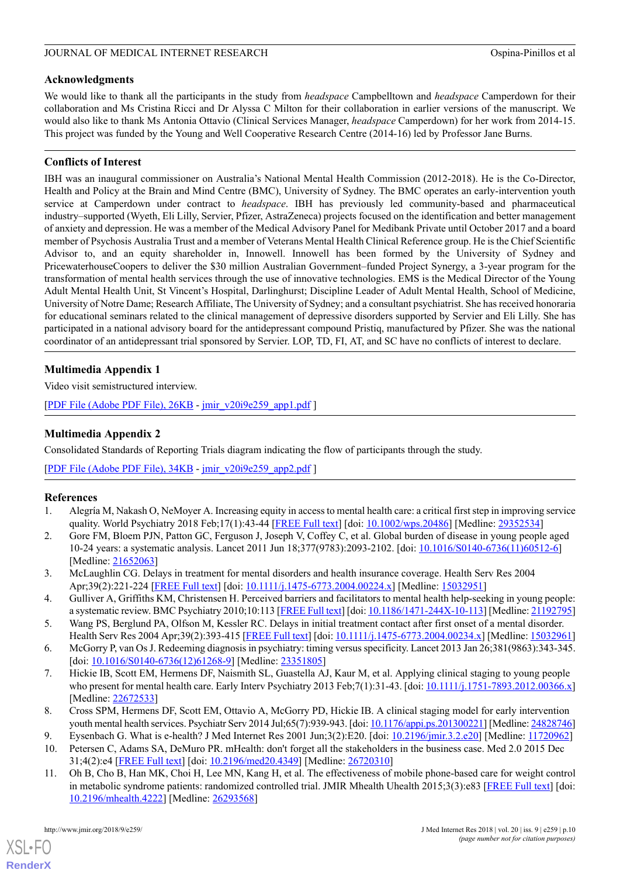## Acknowledgments

We would like to thank all the participants in the study from *headspace* Campbelltown and *headspace* Camperdown for their collaboration and Ms Cristina Ricci and Dr Alyssa C Milton for their collaboration in earlier versions of the manuscript. We would also like to thank Ms Antonia Ottavio (Clinical Services Manager, *headspace* Camperdown) for her work from 2014-15. This project was funded by the Young and Well Cooperative Research Centre (2014-16) led by Professor Jane Burns.

## Conflicts of Interest

IBH was an inaugural commissioner on Australia's National Mental Health Commission (2012-2018). He is the Co-Director, Health and Policy at the Brain and Mind Centre (BMC), University of Sydney. The BMC operates an early-intervention youth service at Camperdown under contract to *headspace*. IBH has previously led community-based and pharmaceutical industry–supported (Wyeth, Eli Lilly, Servier, Pfizer, AstraZeneca) projects focused on the identification and better management of anxiety and depression. He was a member of the Medical Advisory Panel for Medibank Private until October 2017 and a board member of Psychosis Australia Trust and a member of Veterans Mental Health Clinical Reference group. He is the Chief Scientific Advisor to, and an equity shareholder in, Innowell. Innowell has been formed by the University of Sydney and PricewaterhouseCoopers to deliver the $30 million Australian Government–funded Project Synergy, a 3-year program for the transformation of mental health services through the use of innovative technologies. EMS is the Medical Director of the Young Adult Mental Health Unit, St Vincent's Hospital, Darlinghurst; Discipline Leader of Adult Mental Health, School of Medicine, University of Notre Dame; Research Affiliate, The University of Sydney; and a consultant psychiatrist. She has received honoraria for educational seminars related to the clinical management of depressive disorders supported by Servier and Eli Lilly. She has participated in a national advisory board for the antidepressant compound Pristiq, manufactured by Pfizer. She was the national coordinator of an antidepressant trial sponsored by Servier. LOP, TD, FI, AT, and SC have no conflicts of interest to declare.

## Multimedia Appendix 1

Video visit semistructured interview.

[PDF File (Adobe PDF File), 26KB - jmir_v20i9e259_app1.pdf ]

## Multimedia Appendix 2

Consolidated Standards of Reporting Trials diagram indicating the flow of participants through the study.

[PDF File (Adobe PDF File), 34KB - jmir_v20i9e259_app2.pdf ]

## References

1. Alegría M, Nakash O, NeMoyer A. Increasing equity in access to mental health care: a critical first step in improving service quality. World Psychiatry 2018 Feb;17(1):43-44 [FREE Full text] [doi: 10.1002/wps.20486] [Medline: 29352534]
2. Gore FM, Bloem PJN, Patton GC, Ferguson J, Joseph V, Coffey C, et al. Global burden of disease in young people aged 10-24 years: a systematic analysis. Lancet 2011 Jun 18;377(9783):2093-2102. [doi: 10.1016/S0140-6736(11)60512-6] [Medline: 21652063]
3. McLaughlin CG. Delays in treatment for mental disorders and health insurance coverage. Health Serv Res 2004 Apr;39(2):221-224 [FREE Full text] [doi: 10.1111/j.1475-6773.2004.00224.x] [Medline: 15032951]
4. Gulliver A, Griffiths KM, Christensen H. Perceived barriers and facilitators to mental health help-seeking in young people: a systematic review. BMC Psychiatry 2010;10:113 [FREE Full text] [doi: 10.1186/1471-244X-10-113] [Medline: 21192795]
5. Wang PS, Berglund PA, Olfson M, Kessler RC. Delays in initial treatment contact after first onset of a mental disorder. Health Serv Res 2004 Apr;39(2):393-415 [FREE Full text] [doi: 10.1111/j.1475-6773.2004.00234.x] [Medline: 15032961]
6. McGorry P, van Os J. Redeeming diagnosis in psychiatry: timing versus specificity. Lancet 2013 Jan 26;381(9863):343-345. [doi: 10.1016/S0140-6736(12)61268-9] [Medline: 23351805]
7. Hickie IB, Scott EM, Hermens DF, Naismith SL, Guastella AJ, Kaur M, et al. Applying clinical staging to young people who present for mental health care. Early Interv Psychiatry 2013 Feb;7(1):31-43. [doi: 10.1111/j.1751-7893.2012.00366.x] [Medline: 22672533]
8. Cross SPM, Hermens DF, Scott EM, Ottavio A, McGorry PD, Hickie IB. A clinical staging model for early intervention youth mental health services. Psychiatr Serv 2014 Jul;65(7):939-943. [doi: 10.1176/appi.ps.201300221] [Medline: 24828746]
9. Eysenbach G. What is e-health? J Med Internet Res 2001 Jun;3(2):E20. [doi: 10.2196/jmir.3.2.e20] [Medline: 11720962]
10. Petersen C, Adams SA, DeMuro PR. mHealth: don't forget all the stakeholders in the business case. Med 2.0 2015 Dec 31;4(2):e4 [FREE Full text] [doi: 10.2196/med20.4349] [Medline: 26720310]
11. Oh B, Cho B, Han MK, Choi H, Lee MN, Kang H, et al. The effectiveness of mobile phone-based care for weight control in metabolic syndrome patients: randomized controlled trial. JMIR Mhealth Uhealth 2015;3(3):e83 [FREE Full text] [doi: 10.2196/mhealth.4222] [Medline: 26293568]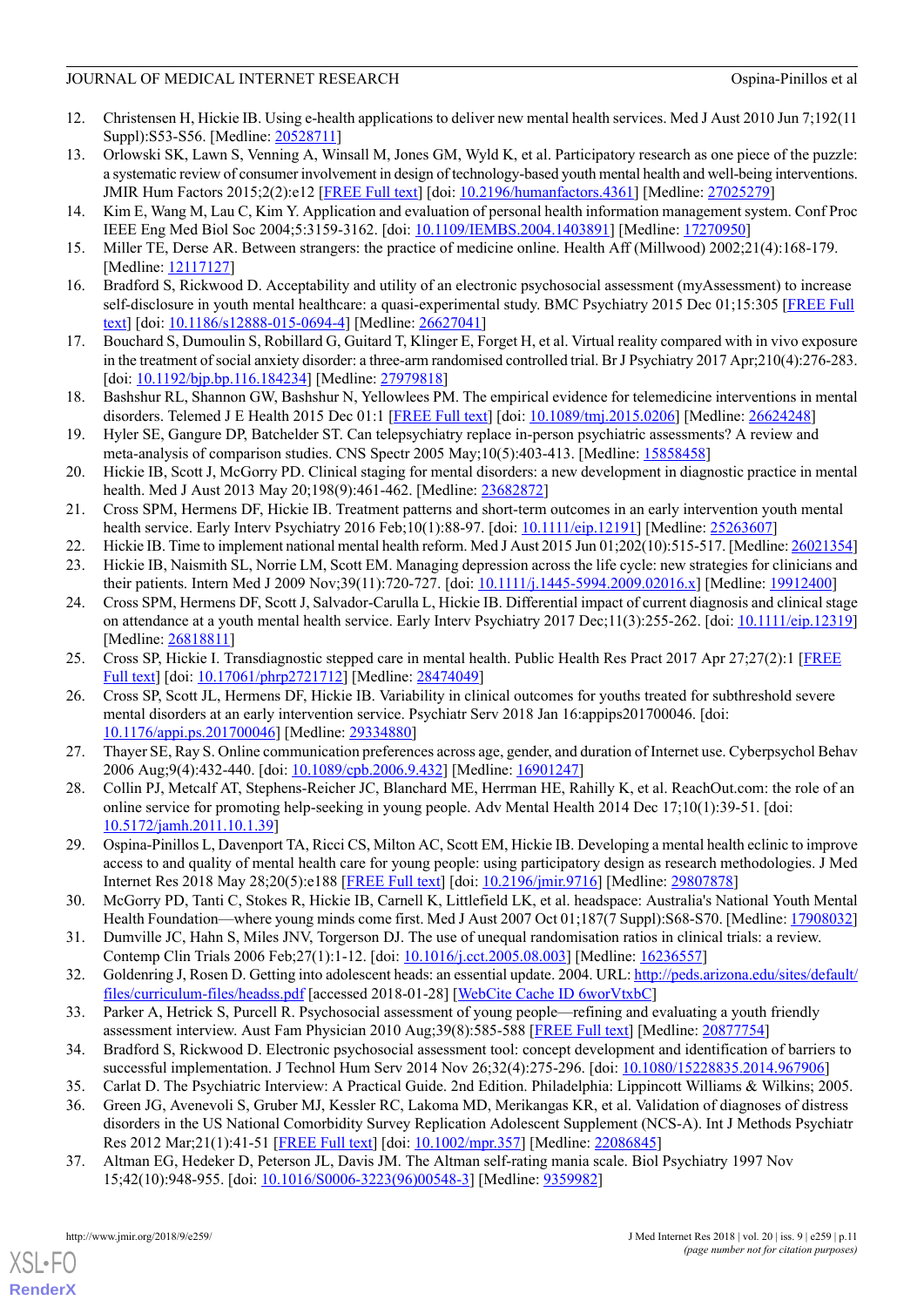12. Christensen H, Hickie IB. Using e-health applications to deliver new mental health services. Med J Aust 2010 Jun 7;192(11 Suppl):S53-S56. [Medline: 20528711]
13. Orlowski SK, Lawn S, Venning A, Winsall M, Jones GM, Wyld K, et al. Participatory research as one piece of the puzzle: a systematic review of consumer involvement in design of technology-based youth mental health and well-being interventions. JMIR Hum Factors 2015;2(2):e12 [FREE Full text] [doi: 10.2196/humanfactors.4361] [Medline: 27025279]
14. Kim E, Wang M, Lau C, Kim Y. Application and evaluation of personal health information management system. Conf Proc IEEE Eng Med Biol Soc 2004;5:3159-3162. [doi: 10.1109/IEMBS.2004.1403891] [Medline: 17270950]
15. Miller TE, Derse AR. Between strangers: the practice of medicine online. Health Aff (Millwood) 2002;21(4):168-179. [Medline: 12117127]
16. Bradford S, Rickwood D. Acceptability and utility of an electronic psychosocial assessment (myAssessment) to increase self-disclosure in youth mental healthcare: a quasi-experimental study. BMC Psychiatry 2015 Dec 01;15:305 [FREE Full text] [doi: 10.1186/s12888-015-0694-4] [Medline: 26627041]
17. Bouchard S, Dumoulin S, Robillard G, Guitard T, Klinger E, Forget H, et al. Virtual reality compared with in vivo exposure in the treatment of social anxiety disorder: a three-arm randomised controlled trial. Br J Psychiatry 2017 Apr;210(4):276-283. [doi: 10.1192/bjp.bp.116.184234] [Medline: 27979818]
18. Bashshur RL, Shannon GW, Bashshur N, Yellowlees PM. The empirical evidence for telemedicine interventions in mental disorders. Telemed J E Health 2015 Dec 01:1 [FREE Full text] [doi: 10.1089/tmj.2015.0206] [Medline: 26624248]
19. Hyler SE, Gangure DP, Batchelder ST. Can telepsychiatry replace in-person psychiatric assessments? A review and meta-analysis of comparison studies. CNS Spectr 2005 May;10(5):403-413. [Medline: 15858458]
20. Hickie IB, Scott J, McGorry PD. Clinical staging for mental disorders: a new development in diagnostic practice in mental health. Med J Aust 2013 May 20;198(9):461-462. [Medline: 23682872]
21. Cross SPM, Hermens DF, Hickie IB. Treatment patterns and short-term outcomes in an early intervention youth mental health service. Early Interv Psychiatry 2016 Feb;10(1):88-97. [doi: 10.1111/eip.12191] [Medline: 25263607]
22. Hickie IB. Time to implement national mental health reform. Med J Aust 2015 Jun 01;202(10):515-517. [Medline: 26021354]
23. Hickie IB, Naismith SL, Norrie LM, Scott EM. Managing depression across the life cycle: new strategies for clinicians and their patients. Intern Med J 2009 Nov;39(11):720-727. [doi: 10.1111/j.1445-5994.2009.02016.x] [Medline: 19912400]
24. Cross SPM, Hermens DF, Scott J, Salvador-Carulla L, Hickie IB. Differential impact of current diagnosis and clinical stage on attendance at a youth mental health service. Early Interv Psychiatry 2017 Dec;11(3):255-262. [doi: 10.1111/eip.12319] [Medline: 26818811]
25. Cross SP, Hickie I. Transdiagnostic stepped care in mental health. Public Health Res Pract 2017 Apr 27;27(2):1 [FREE Full text] [doi: 10.17061/phrp2721712] [Medline: 28474049]
26. Cross SP, Scott JL, Hermens DF, Hickie IB. Variability in clinical outcomes for youths treated for subthreshold severe mental disorders at an early intervention service. Psychiatr Serv 2018 Jan 16:appips201700046. [doi: 10.1176/appi.ps.201700046] [Medline: 29334880]
27. Thayer SE, Ray S. Online communication preferences across age, gender, and duration of Internet use. Cyberpsychol Behav 2006 Aug;9(4):432-440. [doi: 10.1089/cpb.2006.9.432] [Medline: 16901247]
28. Collin PJ, Metcalf AT, Stephens-Reicher JC, Blanchard ME, Herrman HE, Rahilly K, et al. ReachOut.com: the role of an online service for promoting help-seeking in young people. Adv Mental Health 2014 Dec 17;10(1):39-51. [doi: 10.5172/jamh.2011.10.1.39]
29. Ospina-Pinillos L, Davenport TA, Ricci CS, Milton AC, Scott EM, Hickie IB. Developing a mental health eclinic to improve access to and quality of mental health care for young people: using participatory design as research methodologies. J Med Internet Res 2018 May 28;20(5):e188 [FREE Full text] [doi: 10.2196/jmir.9716] [Medline: 29807878]
30. McGorry PD, Tanti C, Stokes R, Hickie IB, Carnell K, Littlefield LK, et al. headspace: Australia's National Youth Mental Health Foundation—where young minds come first. Med J Aust 2007 Oct 01;187(7 Suppl):S68-S70. [Medline: 17908032]
31. Dumville JC, Hahn S, Miles JNV, Torgerson DJ. The use of unequal randomisation ratios in clinical trials: a review. Contemp Clin Trials 2006 Feb;27(1):1-12. [doi: 10.1016/j.cct.2005.08.003] [Medline: 16236557]
32. Goldenring J, Rosen D. Getting into adolescent heads: an essential update. 2004. URL: http://peds.arizona.edu/sites/default/files/curriculum-files/headss.pdf [accessed 2018-01-28] [WebCite Cache ID 6worVtxbC]
33. Parker A, Hetrick S, Purcell R. Psychosocial assessment of young people—refining and evaluating a youth friendly assessment interview. Aust Fam Physician 2010 Aug;39(8):585-588 [FREE Full text] [Medline: 20877754]
34. Bradford S, Rickwood D. Electronic psychosocial assessment tool: concept development and identification of barriers to successful implementation. J Technol Hum Serv 2014 Nov 26;32(4):275-296. [doi: 10.1080/15228835.2014.967906]
35. Carlat D. The Psychiatric Interview: A Practical Guide. 2nd Edition. Philadelphia: Lippincott Williams & Wilkins; 2005.
36. Green JG, Avenevoli S, Gruber MJ, Kessler RC, Lakoma MD, Merikangas KR, et al. Validation of diagnoses of distress disorders in the US National Comorbidity Survey Replication Adolescent Supplement (NCS-A). Int J Methods Psychiatr Res 2012 Mar;21(1):41-51 [FREE Full text] [doi: 10.1002/mpr.357] [Medline: 22086845]
37. Altman EG, Hedeker D, Peterson JL, Davis JM. The Altman self-rating mania scale. Biol Psychiatry 1997 Nov 15;42(10):948-955. [doi: 10.1016/S0006-3223(96)00548-3] [Medline: 9359982]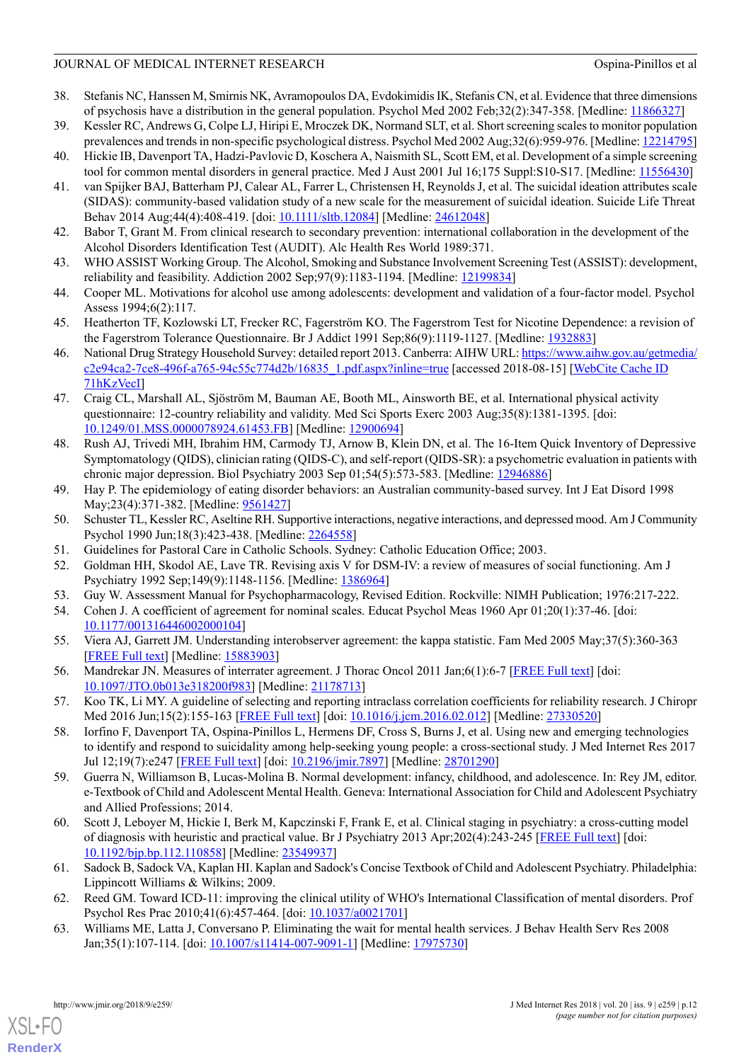38. Stefanis NC, Hanssen M, Smirnis NK, Avramopoulos DA, Evdokimidis IK, Stefanis CN, et al. Evidence that three dimensions of psychosis have a distribution in the general population. Psychol Med 2002 Feb;32(2):347-358. [Medline: 11866327]
39. Kessler RC, Andrews G, Colpe LJ, Hiripi E, Mroczek DK, Normand SLT, et al. Short screening scales to monitor population prevalences and trends in non-specific psychological distress. Psychol Med 2002 Aug;32(6):959-976. [Medline: 12214795]
40. Hickie IB, Davenport TA, Hadzi-Pavlovic D, Koschera A, Naismith SL, Scott EM, et al. Development of a simple screening tool for common mental disorders in general practice. Med J Aust 2001 Jul 16;175 Suppl:S10-S17. [Medline: 11556430]
41. van Spijker BAJ, Batterham PJ, Calear AL, Farrer L, Christensen H, Reynolds J, et al. The suicidal ideation attributes scale (SIDAS): community-based validation study of a new scale for the measurement of suicidal ideation. Suicide Life Threat Behav 2014 Aug;44(4):408-419. [doi: 10.1111/sltb.12084] [Medline: 24612048]
42. Babor T, Grant M. From clinical research to secondary prevention: international collaboration in the development of the Alcohol Disorders Identification Test (AUDIT). Alc Health Res World 1989:371.
43. WHO ASSIST Working Group. The Alcohol, Smoking and Substance Involvement Screening Test (ASSIST): development, reliability and feasibility. Addiction 2002 Sep;97(9):1183-1194. [Medline: 12199834]
44. Cooper ML. Motivations for alcohol use among adolescents: development and validation of a four-factor model. Psychol Assess 1994;6(2):117.
45. Heatherton TF, Kozlowski LT, Frecker RC, Fagerström KO. The Fagerstrom Test for Nicotine Dependence: a revision of the Fagerstrom Tolerance Questionnaire. Br J Addict 1991 Sep;86(9):1119-1127. [Medline: 1932883]
46. National Drug Strategy Household Survey: detailed report 2013. Canberra: AIHW URL: https://www.aihw.gov.au/getmedia/c2e94ca2-7ce8-496f-a765-94c55c774d2b/16835_1.pdf.aspx?inline=true [accessed 2018-08-15] [WebCite Cache ID 71hKzVecI]
47. Craig CL, Marshall AL, Sjöström M, Bauman AE, Booth ML, Ainsworth BE, et al. International physical activity questionnaire: 12-country reliability and validity. Med Sci Sports Exerc 2003 Aug;35(8):1381-1395. [doi: 10.1249/01.MSS.0000078924.61453.FB] [Medline: 12900694]
48. Rush AJ, Trivedi MH, Ibrahim HM, Carmody TJ, Arnow B, Klein DN, et al. The 16-Item Quick Inventory of Depressive Symptomatology (QIDS), clinician rating (QIDS-C), and self-report (QIDS-SR): a psychometric evaluation in patients with chronic major depression. Biol Psychiatry 2003 Sep 01;54(5):573-583. [Medline: 12946886]
49. Hay P. The epidemiology of eating disorder behaviors: an Australian community-based survey. Int J Eat Disord 1998 May;23(4):371-382. [Medline: 9561427]
50. Schuster TL, Kessler RC, Aseltine RH. Supportive interactions, negative interactions, and depressed mood. Am J Community Psychol 1990 Jun;18(3):423-438. [Medline: 2264558]
51. Guidelines for Pastoral Care in Catholic Schools. Sydney: Catholic Education Office; 2003.
52. Goldman HH, Skodol AE, Lave TR. Revising axis V for DSM-IV: a review of measures of social functioning. Am J Psychiatry 1992 Sep;149(9):1148-1156. [Medline: 1386964]
53. Guy W. Assessment Manual for Psychopharmacology, Revised Edition. Rockville: NIMH Publication; 1976:217-222.
54. Cohen J. A coefficient of agreement for nominal scales. Educat Psychol Meas 1960 Apr 01;20(1):37-46. [doi: 10.1177/001316446002000104]
55. Viera AJ, Garrett JM. Understanding interobserver agreement: the kappa statistic. Fam Med 2005 May;37(5):360-363 [FREE Full text] [Medline: 15883903]
56. Mandrekar JN. Measures of interrater agreement. J Thorac Oncol 2011 Jan;6(1):6-7 [FREE Full text] [doi: 10.1097/JTO.0b013e318200f983] [Medline: 21178713]
57. Koo TK, Li MY. A guideline of selecting and reporting intraclass correlation coefficients for reliability research. J Chiropr Med 2016 Jun;15(2):155-163 [FREE Full text] [doi: 10.1016/j.jcm.2016.02.012] [Medline: 27330520]
58. Iorfino F, Davenport TA, Ospina-Pinillos L, Hermens DF, Cross S, Burns J, et al. Using new and emerging technologies to identify and respond to suicidality among help-seeking young people: a cross-sectional study. J Med Internet Res 2017 Jul 12;19(7):e247 [FREE Full text] [doi: 10.2196/jmir.7897] [Medline: 28701290]
59. Guerra N, Williamson B, Lucas-Molina B. Normal development: infancy, childhood, and adolescence. In: Rey JM, editor. e-Textbook of Child and Adolescent Mental Health. Geneva: International Association for Child and Adolescent Psychiatry and Allied Professions; 2014.
60. Scott J, Leboyer M, Hickie I, Berk M, Kapczinski F, Frank E, et al. Clinical staging in psychiatry: a cross-cutting model of diagnosis with heuristic and practical value. Br J Psychiatry 2013 Apr;202(4):243-245 [FREE Full text] [doi: 10.1192/bjp.bp.112.110858] [Medline: 23549937]
61. Sadock B, Sadock VA, Kaplan HI. Kaplan and Sadock's Concise Textbook of Child and Adolescent Psychiatry. Philadelphia: Lippincott Williams & Wilkins; 2009.
62. Reed GM. Toward ICD-11: improving the clinical utility of WHO's International Classification of mental disorders. Prof Psychol Res Prac 2010;41(6):457-464. [doi: 10.1037/a0021701]
63. Williams ME, Latta J, Conversano P. Eliminating the wait for mental health services. J Behav Health Serv Res 2008 Jan;35(1):107-114. [doi: 10.1007/s11414-007-9091-1] [Medline: 17975730]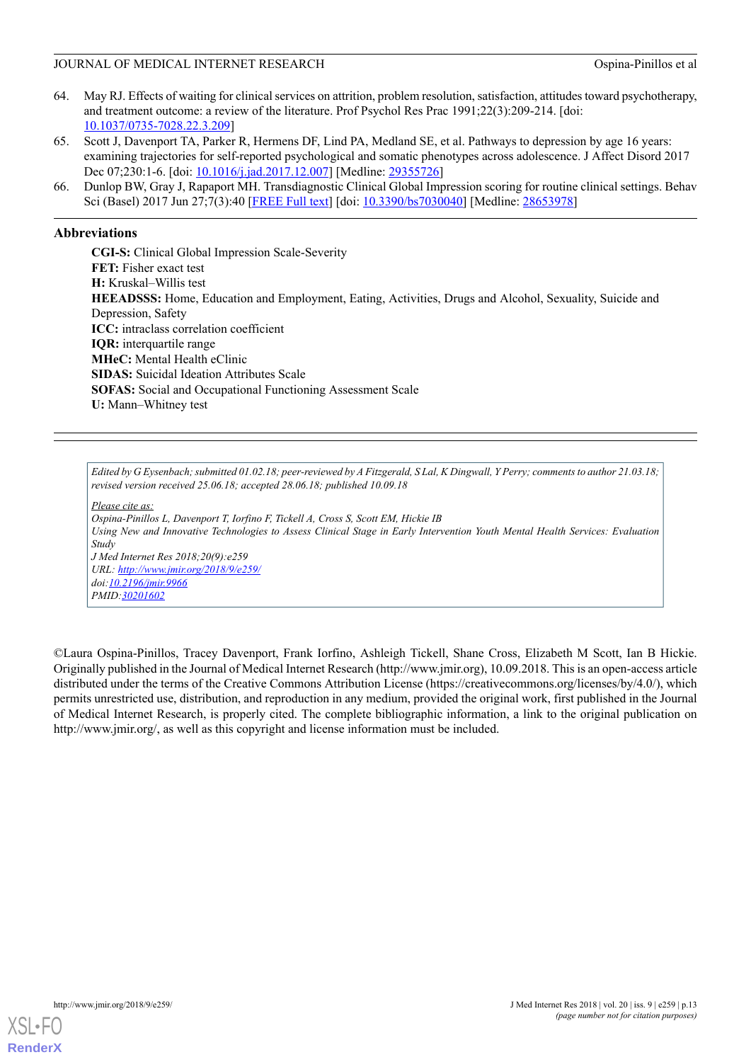64. May RJ. Effects of waiting for clinical services on attrition, problem resolution, satisfaction, attitudes toward psychotherapy, and treatment outcome: a review of the literature. Prof Psychol Res Prac 1991;22(3):209-214. [doi: 10.1037/0735-7028.22.3.209]
65. Scott J, Davenport TA, Parker R, Hermens DF, Lind PA, Medland SE, et al. Pathways to depression by age 16 years: examining trajectories for self-reported psychological and somatic phenotypes across adolescence. J Affect Disord 2017 Dec 07;230:1-6. [doi: 10.1016/j.jad.2017.12.007] [Medline: 29355726]
66. Dunlop BW, Gray J, Rapaport MH. Transdiagnostic Clinical Global Impression scoring for routine clinical settings. Behav Sci (Basel) 2017 Jun 27;7(3):40 [FREE Full text] [doi: 10.3390/bs7030040] [Medline: 28653978]

## Abbreviations

**CGI-S:** Clinical Global Impression Scale-Severity
**FET:** Fisher exact test
**H:** Kruskal–Willis test
**HEEADSSS:** Home, Education and Employment, Eating, Activities, Drugs and Alcohol, Sexuality, Suicide and Depression, Safety
**ICC:** intraclass correlation coefficient
**IQR:** interquartile range
**MHeC:** Mental Health eClinic
**SIDAS:** Suicidal Ideation Attributes Scale
**SOFAS:** Social and Occupational Functioning Assessment Scale
**U:** Mann–Whitney test

*Edited by G Eysenbach; submitted 01.02.18; peer-reviewed by A Fitzgerald, S Lal, K Dingwall, Y Perry; comments to author 21.03.18; revised version received 25.06.18; accepted 28.06.18; published 10.09.18*

*Please cite as:*
*Ospina-Pinillos L, Davenport T, Iorfino F, Tickell A, Cross S, Scott EM, Hickie IB*
*Using New and Innovative Technologies to Assess Clinical Stage in Early Intervention Youth Mental Health Services: Evaluation Study*
*J Med Internet Res 2018;20(9):e259*
*URL: http://www.jmir.org/2018/9/e259/*
*doi:10.2196/jmir.9966*
*PMID:30201602*

©Laura Ospina-Pinillos, Tracey Davenport, Frank Iorfino, Ashleigh Tickell, Shane Cross, Elizabeth M Scott, Ian B Hickie. Originally published in the Journal of Medical Internet Research (http://www.jmir.org), 10.09.2018. This is an open-access article distributed under the terms of the Creative Commons Attribution License (https://creativecommons.org/licenses/by/4.0/), which permits unrestricted use, distribution, and reproduction in any medium, provided the original work, first published in the Journal of Medical Internet Research, is properly cited. The complete bibliographic information, a link to the original publication on http://www.jmir.org/, as well as this copyright and license information must be included.